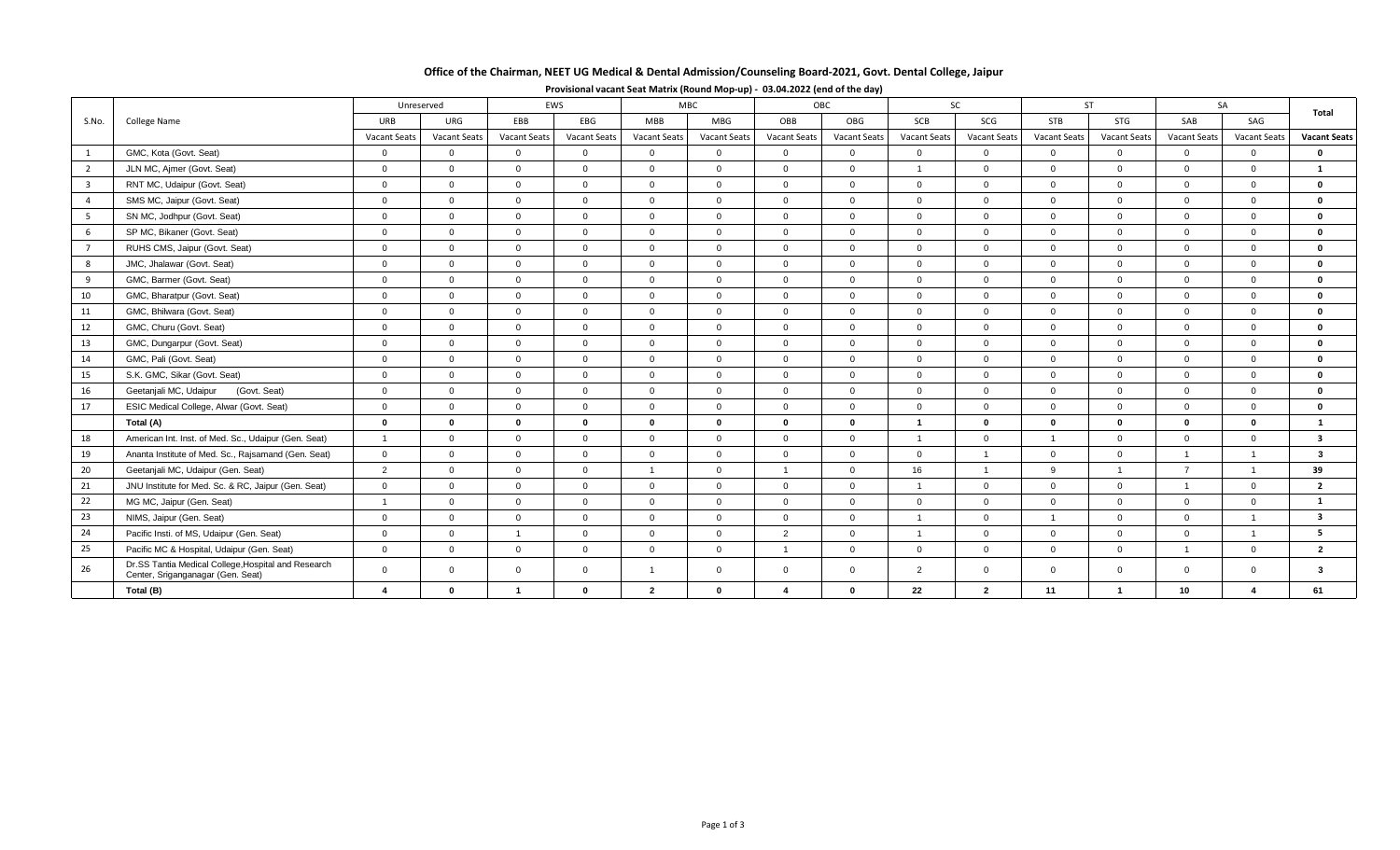# Office of the Chairman, NEET UG Medical & Dental Admission/Counseling Board-2021, Govt. Dental College, Jaipur

**Provisional vacant Seat Matrix (Round Mop-up) - 03.04.2022 (end of the day)**

| S.No. | College Name | Unreserved | | EWS | | MBC | | OBC | | SC | | ST | | SA | | Total |
|---|---|---|---|---|---|---|---|---|---|---|---|---|---|---|---|---|
| | | URB | URG | EBB | EBG | MBB | MBG | OBB | OBG | SCB | SCG | STB | STG | SAB | SAG | |
| | | Vacant Seats | Vacant Seats | Vacant Seats | Vacant Seats | Vacant Seats | Vacant Seats | Vacant Seats | Vacant Seats | Vacant Seats | Vacant Seats | Vacant Seats | Vacant Seats | Vacant Seats | Vacant Seats | Vacant Seats |
| 1 | GMC, Kota (Govt. Seat) | 0 | 0 | 0 | 0 | 0 | 0 | 0 | 0 | 0 | 0 | 0 | 0 | 0 | 0 | **0** |
| 2 | JLN MC, Ajmer (Govt. Seat) | 0 | 0 | 0 | 0 | 0 | 0 | 0 | 0 | 1 | 0 | 0 | 0 | 0 | 0 | **1** |
| 3 | RNT MC, Udaipur (Govt. Seat) | 0 | 0 | 0 | 0 | 0 | 0 | 0 | 0 | 0 | 0 | 0 | 0 | 0 | 0 | **0** |
| 4 | SMS MC, Jaipur (Govt. Seat) | 0 | 0 | 0 | 0 | 0 | 0 | 0 | 0 | 0 | 0 | 0 | 0 | 0 | 0 | **0** |
| 5 | SN MC, Jodhpur (Govt. Seat) | 0 | 0 | 0 | 0 | 0 | 0 | 0 | 0 | 0 | 0 | 0 | 0 | 0 | 0 | **0** |
| 6 | SP MC, Bikaner (Govt. Seat) | 0 | 0 | 0 | 0 | 0 | 0 | 0 | 0 | 0 | 0 | 0 | 0 | 0 | 0 | **0** |
| 7 | RUHS CMS, Jaipur (Govt. Seat) | 0 | 0 | 0 | 0 | 0 | 0 | 0 | 0 | 0 | 0 | 0 | 0 | 0 | 0 | **0** |
| 8 | JMC, Jhalawar (Govt. Seat) | 0 | 0 | 0 | 0 | 0 | 0 | 0 | 0 | 0 | 0 | 0 | 0 | 0 | 0 | **0** |
| 9 | GMC, Barmer (Govt. Seat) | 0 | 0 | 0 | 0 | 0 | 0 | 0 | 0 | 0 | 0 | 0 | 0 | 0 | 0 | **0** |
| 10 | GMC, Bharatpur (Govt. Seat) | 0 | 0 | 0 | 0 | 0 | 0 | 0 | 0 | 0 | 0 | 0 | 0 | 0 | 0 | **0** |
| 11 | GMC, Bhilwara (Govt. Seat) | 0 | 0 | 0 | 0 | 0 | 0 | 0 | 0 | 0 | 0 | 0 | 0 | 0 | 0 | **0** |
| 12 | GMC, Churu (Govt. Seat) | 0 | 0 | 0 | 0 | 0 | 0 | 0 | 0 | 0 | 0 | 0 | 0 | 0 | 0 | **0** |
| 13 | GMC, Dungarpur (Govt. Seat) | 0 | 0 | 0 | 0 | 0 | 0 | 0 | 0 | 0 | 0 | 0 | 0 | 0 | 0 | **0** |
| 14 | GMC, Pali (Govt. Seat) | 0 | 0 | 0 | 0 | 0 | 0 | 0 | 0 | 0 | 0 | 0 | 0 | 0 | 0 | **0** |
| 15 | S.K. GMC, Sikar (Govt. Seat) | 0 | 0 | 0 | 0 | 0 | 0 | 0 | 0 | 0 | 0 | 0 | 0 | 0 | 0 | **0** |
| 16 | Geetanjali MC, Udaipur (Govt. Seat) | 0 | 0 | 0 | 0 | 0 | 0 | 0 | 0 | 0 | 0 | 0 | 0 | 0 | 0 | **0** |
| 17 | ESIC Medical College, Alwar (Govt. Seat) | 0 | 0 | 0 | 0 | 0 | 0 | 0 | 0 | 0 | 0 | 0 | 0 | 0 | 0 | **0** |
| | **Total (A)** | **0** | **0** | **0** | **0** | **0** | **0** | **0** | **0** | **1** | **0** | **0** | **0** | **0** | **0** | **1** |
| 18 | American Int. Inst. of Med. Sc., Udaipur (Gen. Seat) | 1 | 0 | 0 | 0 | 0 | 0 | 0 | 0 | 1 | 0 | 1 | 0 | 0 | 0 | **3** |
| 19 | Ananta Institute of Med. Sc., Rajsamand (Gen. Seat) | 0 | 0 | 0 | 0 | 0 | 0 | 0 | 0 | 0 | 1 | 0 | 0 | 1 | 1 | **3** |
| 20 | Geetanjali MC, Udaipur (Gen. Seat) | 2 | 0 | 0 | 0 | 1 | 0 | 1 | 0 | 16 | 1 | 9 | 1 | 7 | 1 | **39** |
| 21 | JNU Institute for Med. Sc. & RC, Jaipur (Gen. Seat) | 0 | 0 | 0 | 0 | 0 | 0 | 0 | 0 | 1 | 0 | 0 | 0 | 1 | 0 | **2** |
| 22 | MG MC, Jaipur (Gen. Seat) | 1 | 0 | 0 | 0 | 0 | 0 | 0 | 0 | 0 | 0 | 0 | 0 | 0 | 0 | **1** |
| 23 | NIMS, Jaipur (Gen. Seat) | 0 | 0 | 0 | 0 | 0 | 0 | 0 | 0 | 1 | 0 | 1 | 0 | 0 | 1 | **3** |
| 24 | Pacific Insti. of MS, Udaipur (Gen. Seat) | 0 | 0 | 1 | 0 | 0 | 0 | 2 | 0 | 1 | 0 | 0 | 0 | 0 | 1 | **5** |
| 25 | Pacific MC & Hospital, Udaipur (Gen. Seat) | 0 | 0 | 0 | 0 | 0 | 0 | 1 | 0 | 0 | 0 | 0 | 0 | 1 | 0 | **2** |
| 26 | Dr.SS Tantia Medical College,Hospital and Research Center, Sriganganagar (Gen. Seat) | 0 | 0 | 0 | 0 | 1 | 0 | 0 | 0 | 2 | 0 | 0 | 0 | 0 | 0 | **3** |
| | **Total (B)** | **4** | **0** | **1** | **0** | **2** | **0** | **4** | **0** | **22** | **2** | **11** | **1** | **10** | **4** | **61** |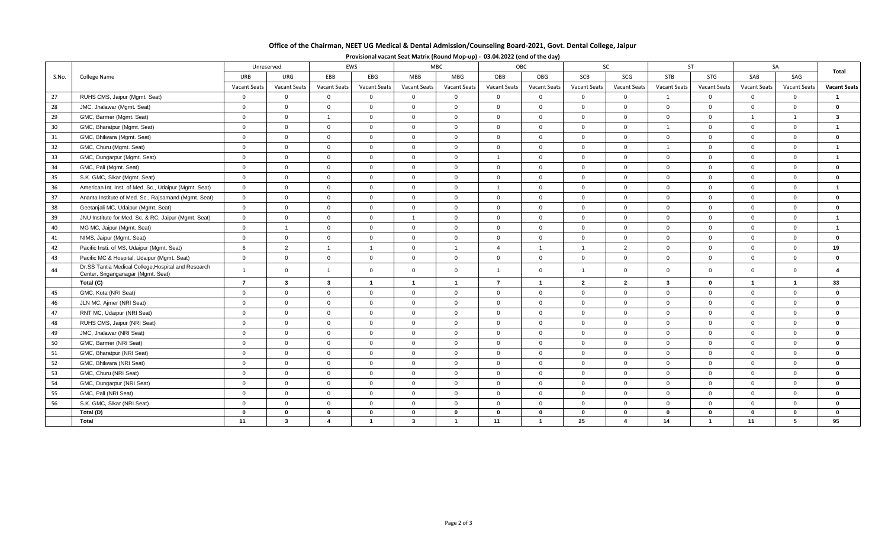## Office of the Chairman, NEET UG Medical & Dental Admission/Counseling Board-2021, Govt. Dental College, Jaipur

**Provisional vacant Seat Matrix (Round Mop-up) - 03.04.2022 (end of the day)**

| S.No. | College Name | Unreserved | | EWS | | MBC | | OBC | | SC | | ST | | SA | | Total |
|---|---|---|---|---|---|---|---|---|---|---|---|---|---|---|---|---|
| | | URB | URG | EBB | EBG | MBB | MBG | OBB | OBG | SCB | SCG | STB | STG | SAB | SAG | |
| | | Vacant Seats | Vacant Seats | Vacant Seats | Vacant Seats | Vacant Seats | Vacant Seats | Vacant Seats | Vacant Seats | Vacant Seats | Vacant Seats | Vacant Seats | Vacant Seats | Vacant Seats | Vacant Seats | **Vacant Seats** |
| 27 | RUHS CMS, Jaipur (Mgmt. Seat) | 0 | 0 | 0 | 0 | 0 | 0 | 0 | 0 | 0 | 0 | 1 | 0 | 0 | 0 | **1** |
| 28 | JMC, Jhalawar (Mgmt. Seat) | 0 | 0 | 0 | 0 | 0 | 0 | 0 | 0 | 0 | 0 | 0 | 0 | 0 | 0 | **0** |
| 29 | GMC, Barmer (Mgmt. Seat) | 0 | 0 | 1 | 0 | 0 | 0 | 0 | 0 | 0 | 0 | 0 | 0 | 1 | 1 | **3** |
| 30 | GMC, Bharatpur (Mgmt. Seat) | 0 | 0 | 0 | 0 | 0 | 0 | 0 | 0 | 0 | 0 | 1 | 0 | 0 | 0 | **1** |
| 31 | GMC, Bhilwara (Mgmt. Seat) | 0 | 0 | 0 | 0 | 0 | 0 | 0 | 0 | 0 | 0 | 0 | 0 | 0 | 0 | **0** |
| 32 | GMC, Churu (Mgmt. Seat) | 0 | 0 | 0 | 0 | 0 | 0 | 0 | 0 | 0 | 0 | 1 | 0 | 0 | 0 | **1** |
| 33 | GMC, Dungarpur (Mgmt. Seat) | 0 | 0 | 0 | 0 | 0 | 0 | 1 | 0 | 0 | 0 | 0 | 0 | 0 | 0 | **1** |
| 34 | GMC, Pali (Mgmt. Seat) | 0 | 0 | 0 | 0 | 0 | 0 | 0 | 0 | 0 | 0 | 0 | 0 | 0 | 0 | **0** |
| 35 | S.K. GMC, Sikar (Mgmt. Seat) | 0 | 0 | 0 | 0 | 0 | 0 | 0 | 0 | 0 | 0 | 0 | 0 | 0 | 0 | **0** |
| 36 | American Int. Inst. of Med. Sc., Udaipur (Mgmt. Seat) | 0 | 0 | 0 | 0 | 0 | 0 | 1 | 0 | 0 | 0 | 0 | 0 | 0 | 0 | **1** |
| 37 | Ananta Institute of Med. Sc., Rajsamand (Mgmt. Seat) | 0 | 0 | 0 | 0 | 0 | 0 | 0 | 0 | 0 | 0 | 0 | 0 | 0 | 0 | **0** |
| 38 | Geetanjali MC, Udaipur (Mgmt. Seat) | 0 | 0 | 0 | 0 | 0 | 0 | 0 | 0 | 0 | 0 | 0 | 0 | 0 | 0 | **0** |
| 39 | JNU Institute for Med. Sc. & RC, Jaipur (Mgmt. Seat) | 0 | 0 | 0 | 0 | 1 | 0 | 0 | 0 | 0 | 0 | 0 | 0 | 0 | 0 | **1** |
| 40 | MG MC, Jaipur (Mgmt. Seat) | 0 | 1 | 0 | 0 | 0 | 0 | 0 | 0 | 0 | 0 | 0 | 0 | 0 | 0 | **1** |
| 41 | NIMS, Jaipur (Mgmt. Seat) | 0 | 0 | 0 | 0 | 0 | 0 | 0 | 0 | 0 | 0 | 0 | 0 | 0 | 0 | **0** |
| 42 | Pacific Insti. of MS, Udaipur (Mgmt. Seat) | 6 | 2 | 1 | 1 | 0 | 1 | 4 | 1 | 1 | 2 | 0 | 0 | 0 | 0 | **19** |
| 43 | Pacific MC & Hospital, Udaipur (Mgmt. Seat) | 0 | 0 | 0 | 0 | 0 | 0 | 0 | 0 | 0 | 0 | 0 | 0 | 0 | 0 | **0** |
| 44 | Dr.SS Tantia Medical College,Hospital and Research Center, Sriganganagar (Mgmt. Seat) | 1 | 0 | 1 | 0 | 0 | 0 | 1 | 0 | 1 | 0 | 0 | 0 | 0 | 0 | **4** |
| | **Total (C)** | **7** | **3** | **3** | **1** | **1** | **1** | **7** | **1** | **2** | **2** | **3** | **0** | **1** | **1** | **33** |
| 45 | GMC, Kota (NRI Seat) | 0 | 0 | 0 | 0 | 0 | 0 | 0 | 0 | 0 | 0 | 0 | 0 | 0 | 0 | **0** |
| 46 | JLN MC, Ajmer (NRI Seat) | 0 | 0 | 0 | 0 | 0 | 0 | 0 | 0 | 0 | 0 | 0 | 0 | 0 | 0 | **0** |
| 47 | RNT MC, Udaipur (NRI Seat) | 0 | 0 | 0 | 0 | 0 | 0 | 0 | 0 | 0 | 0 | 0 | 0 | 0 | 0 | **0** |
| 48 | RUHS CMS, Jaipur (NRI Seat) | 0 | 0 | 0 | 0 | 0 | 0 | 0 | 0 | 0 | 0 | 0 | 0 | 0 | 0 | **0** |
| 49 | JMC, Jhalawar (NRI Seat) | 0 | 0 | 0 | 0 | 0 | 0 | 0 | 0 | 0 | 0 | 0 | 0 | 0 | 0 | **0** |
| 50 | GMC, Barmer (NRI Seat) | 0 | 0 | 0 | 0 | 0 | 0 | 0 | 0 | 0 | 0 | 0 | 0 | 0 | 0 | **0** |
| 51 | GMC, Bharatpur (NRI Seat) | 0 | 0 | 0 | 0 | 0 | 0 | 0 | 0 | 0 | 0 | 0 | 0 | 0 | 0 | **0** |
| 52 | GMC, Bhilwara (NRI Seat) | 0 | 0 | 0 | 0 | 0 | 0 | 0 | 0 | 0 | 0 | 0 | 0 | 0 | 0 | **0** |
| 53 | GMC, Churu (NRI Seat) | 0 | 0 | 0 | 0 | 0 | 0 | 0 | 0 | 0 | 0 | 0 | 0 | 0 | 0 | **0** |
| 54 | GMC, Dungarpur (NRI Seat) | 0 | 0 | 0 | 0 | 0 | 0 | 0 | 0 | 0 | 0 | 0 | 0 | 0 | 0 | **0** |
| 55 | GMC, Pali (NRI Seat) | 0 | 0 | 0 | 0 | 0 | 0 | 0 | 0 | 0 | 0 | 0 | 0 | 0 | 0 | **0** |
| 56 | S.K. GMC, Sikar (NRI Seat) | 0 | 0 | 0 | 0 | 0 | 0 | 0 | 0 | 0 | 0 | 0 | 0 | 0 | 0 | **0** |
| | **Total (D)** | **0** | **0** | **0** | **0** | **0** | **0** | **0** | **0** | **0** | **0** | **0** | **0** | **0** | **0** | **0** |
| | **Total** | **11** | **3** | **4** | **1** | **3** | **1** | **11** | **1** | **25** | **4** | **14** | **1** | **11** | **5** | **95** |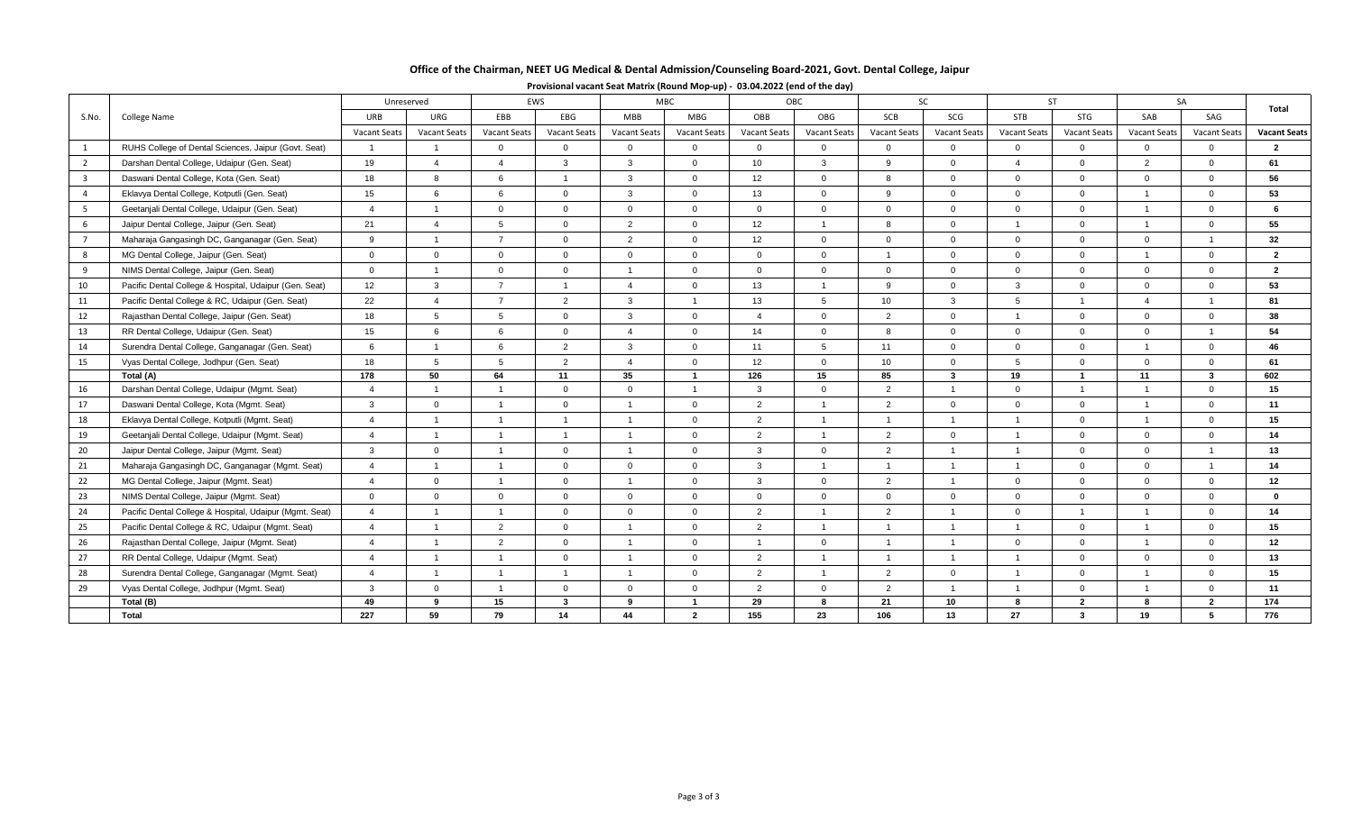**Office of the Chairman, NEET UG Medical & Dental Admission/Counseling Board-2021, Govt. Dental College, Jaipur**

**Provisional vacant Seat Matrix (Round Mop-up) - 03.04.2022 (end of the day)**

| S.No. | College Name | Unreserved | | EWS | | MBC | | OBC | | SC | | ST | | SA | | Total |
|---|---|---|---|---|---|---|---|---|---|---|---|---|---|---|---|---|
| | | URB | URG | EBB | EBG | MBB | MBG | OBB | OBG | SCB | SCG | STB | STG | SAB | SAG | |
| | | Vacant Seats | Vacant Seats | Vacant Seats | Vacant Seats | Vacant Seats | Vacant Seats | Vacant Seats | Vacant Seats | Vacant Seats | Vacant Seats | Vacant Seats | Vacant Seats | Vacant Seats | Vacant Seats | Vacant Seats |
| 1 | RUHS College of Dental Sciences, Jaipur (Govt. Seat) | 1 | 1 | 0 | 0 | 0 | 0 | 0 | 0 | 0 | 0 | 0 | 0 | 0 | 0 | **2** |
| 2 | Darshan Dental College, Udaipur (Gen. Seat) | 19 | 4 | 4 | 3 | 3 | 0 | 10 | 3 | 9 | 0 | 4 | 0 | 2 | 0 | **61** |
| 3 | Daswani Dental College, Kota (Gen. Seat) | 18 | 8 | 6 | 1 | 3 | 0 | 12 | 0 | 8 | 0 | 0 | 0 | 0 | 0 | **56** |
| 4 | Eklavya Dental College, Kotputli (Gen. Seat) | 15 | 6 | 6 | 0 | 3 | 0 | 13 | 0 | 9 | 0 | 0 | 0 | 1 | 0 | **53** |
| 5 | Geetanjali Dental College, Udaipur (Gen. Seat) | 4 | 1 | 0 | 0 | 0 | 0 | 0 | 0 | 0 | 0 | 0 | 0 | 1 | 0 | **6** |
| 6 | Jaipur Dental College, Jaipur (Gen. Seat) | 21 | 4 | 5 | 0 | 2 | 0 | 12 | 1 | 8 | 0 | 1 | 0 | 1 | 0 | **55** |
| 7 | Maharaja Gangasingh DC, Ganganagar (Gen. Seat) | 9 | 1 | 7 | 0 | 2 | 0 | 12 | 0 | 0 | 0 | 0 | 0 | 0 | 1 | **32** |
| 8 | MG Dental College, Jaipur (Gen. Seat) | 0 | 0 | 0 | 0 | 0 | 0 | 0 | 0 | 1 | 0 | 0 | 0 | 1 | 0 | **2** |
| 9 | NIMS Dental College, Jaipur (Gen. Seat) | 0 | 1 | 0 | 0 | 1 | 0 | 0 | 0 | 0 | 0 | 0 | 0 | 0 | 0 | **2** |
| 10 | Pacific Dental College & Hospital, Udaipur (Gen. Seat) | 12 | 3 | 7 | 1 | 4 | 0 | 13 | 1 | 9 | 0 | 3 | 0 | 0 | 0 | **53** |
| 11 | Pacific Dental College & RC, Udaipur (Gen. Seat) | 22 | 4 | 7 | 2 | 3 | 1 | 13 | 5 | 10 | 3 | 5 | 1 | 4 | 1 | **81** |
| 12 | Rajasthan Dental College, Jaipur (Gen. Seat) | 18 | 5 | 5 | 0 | 3 | 0 | 4 | 0 | 2 | 0 | 1 | 0 | 0 | 0 | **38** |
| 13 | RR Dental College, Udaipur (Gen. Seat) | 15 | 6 | 6 | 0 | 4 | 0 | 14 | 0 | 8 | 0 | 0 | 0 | 0 | 1 | **54** |
| 14 | Surendra Dental College, Ganganagar (Gen. Seat) | 6 | 1 | 6 | 2 | 3 | 0 | 11 | 5 | 11 | 0 | 0 | 0 | 1 | 0 | **46** |
| 15 | Vyas Dental College, Jodhpur (Gen. Seat) | 18 | 5 | 5 | 2 | 4 | 0 | 12 | 0 | 10 | 0 | 5 | 0 | 0 | 0 | **61** |
| | **Total (A)** | **178** | **50** | **64** | **11** | **35** | **1** | **126** | **15** | **85** | **3** | **19** | **1** | **11** | **3** | **602** |
| 16 | Darshan Dental College, Udaipur (Mgmt. Seat) | 4 | 1 | 1 | 0 | 0 | 1 | 3 | 0 | 2 | 1 | 0 | 1 | 1 | 0 | **15** |
| 17 | Daswani Dental College, Kota (Mgmt. Seat) | 3 | 0 | 1 | 0 | 1 | 0 | 2 | 1 | 2 | 0 | 0 | 0 | 1 | 0 | **11** |
| 18 | Eklavya Dental College, Kotputli (Mgmt. Seat) | 4 | 1 | 1 | 1 | 1 | 0 | 2 | 1 | 1 | 1 | 1 | 0 | 1 | 0 | **15** |
| 19 | Geetanjali Dental College, Udaipur (Mgmt. Seat) | 4 | 1 | 1 | 1 | 1 | 0 | 2 | 1 | 2 | 0 | 1 | 0 | 0 | 0 | **14** |
| 20 | Jaipur Dental College, Jaipur (Mgmt. Seat) | 3 | 0 | 1 | 0 | 1 | 0 | 3 | 0 | 2 | 1 | 1 | 0 | 0 | 1 | **13** |
| 21 | Maharaja Gangasingh DC, Ganganagar (Mgmt. Seat) | 4 | 1 | 1 | 0 | 0 | 0 | 3 | 1 | 1 | 1 | 1 | 0 | 0 | 1 | **14** |
| 22 | MG Dental College, Jaipur (Mgmt. Seat) | 4 | 0 | 1 | 0 | 1 | 0 | 3 | 0 | 2 | 1 | 0 | 0 | 0 | 0 | **12** |
| 23 | NIMS Dental College, Jaipur (Mgmt. Seat) | 0 | 0 | 0 | 0 | 0 | 0 | 0 | 0 | 0 | 0 | 0 | 0 | 0 | 0 | **0** |
| 24 | Pacific Dental College & Hospital, Udaipur (Mgmt. Seat) | 4 | 1 | 1 | 0 | 0 | 0 | 2 | 1 | 2 | 1 | 0 | 1 | 1 | 0 | **14** |
| 25 | Pacific Dental College & RC, Udaipur (Mgmt. Seat) | 4 | 1 | 2 | 0 | 1 | 0 | 2 | 1 | 1 | 1 | 1 | 0 | 1 | 0 | **15** |
| 26 | Rajasthan Dental College, Jaipur (Mgmt. Seat) | 4 | 1 | 2 | 0 | 1 | 0 | 1 | 0 | 1 | 1 | 0 | 0 | 1 | 0 | **12** |
| 27 | RR Dental College, Udaipur (Mgmt. Seat) | 4 | 1 | 1 | 0 | 1 | 0 | 2 | 1 | 1 | 1 | 1 | 0 | 0 | 0 | **13** |
| 28 | Surendra Dental College, Ganganagar (Mgmt. Seat) | 4 | 1 | 1 | 1 | 1 | 0 | 2 | 1 | 2 | 0 | 1 | 0 | 1 | 0 | **15** |
| 29 | Vyas Dental College, Jodhpur (Mgmt. Seat) | 3 | 0 | 1 | 0 | 0 | 0 | 2 | 0 | 2 | 1 | 1 | 0 | 1 | 0 | **11** |
| | **Total (B)** | **49** | **9** | **15** | **3** | **9** | **1** | **29** | **8** | **21** | **10** | **8** | **2** | **8** | **2** | **174** |
| | **Total** | **227** | **59** | **79** | **14** | **44** | **2** | **155** | **23** | **106** | **13** | **27** | **3** | **19** | **5** | **776** |